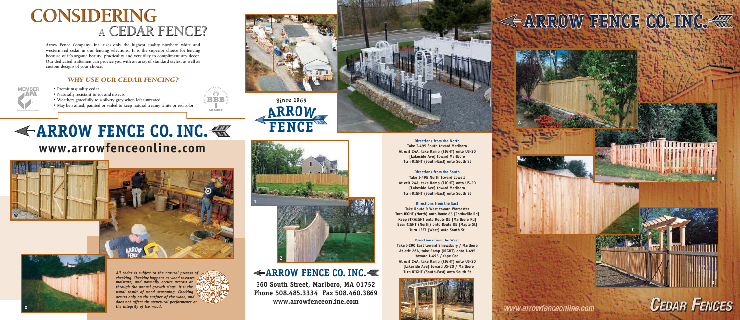# CONSIDERING A CEDAR FENCE?

Arrow Fence Company, Inc. uses only the highest quality northern white and western red cedar in our fencing selections. It is the superior choice for fencing because of it's organic beauty, practicality and versitility to compliment any decor. Our dedicated craftsmen can provide you with an array of standard styles, as well as custom designs of your choice.

### *WHY USE OUR CEDAR FENCING?*

- Premium quality cedar
- Naturally resistant to rot and insects
- Weathers gracefully to a silvery grey when left untreated
- May be stained, painted or sealed to keep natural creamy white or red color

MEMBER AFA

BBB MEMBER

# ARROW FENCE CO. INC.

## www.arrowfenceonline.com

W

X

*All cedar is subject to the natural process of checking. Checking happens as wood releases moisture, and normally occurs accross or through the annual growth rings. It is the usual result of wood seasoning. Checking occurs only on the surface of the wood, and does not affect the structural performance or the integrity of the wood.*

Since 1969

ARROW FENCE

Y

Z

# ARROW FENCE CO. INC.

**360 South Street, Marlboro, MA 01752**
**Phone 508.485.3334 Fax 508.460.3869**
**www.arrowfenceonline.com**

**Directions from the North**
Take I-495 South toward Marlboro
At exit 24A, take Ramp (RIGHT) onto US-20 [Lakeside Ave] toward Marlboro
Turn RIGHT (South-East) onto South St

**Directions from the South**
Take I-495 North toward Lowell
At exit 24A, take Ramp (RIGHT) onto US-20 [Lakeside Ave] toward Marlboro
Turn RIGHT (South-East) onto South St

**Directions from the East**
Take Route 9 West toward Worcester
Turn RIGHT (North) onto Route 85 [Cordaville Rd]
Keep STRAIGHT onto Route 85 [Marlboro Rd]
Bear RIGHT (North) onto Route 85 [Maple St]
Turn LEFT (West) onto South St

**Directions from the West**
Take I-290 East toward Shrewsbury / Marlboro
At exit 26A, take Ramp (RIGHT) onto I-495 toward I-495 / Cape Cod
At exit 24A, take Ramp (RIGHT) onto US-20 [Lakeside Ave] toward US-20 / Marlboro
Turn RIGHT (South-East) onto South St

# ARROW FENCE CO. INC.

A

B

C

D

www.arrowfenceonline.com

# CEDAR FENCES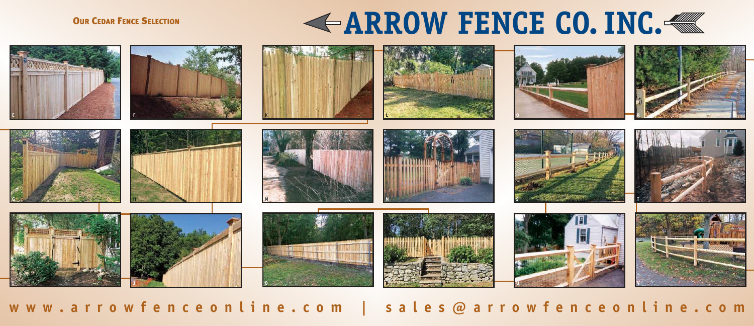**Our Cedar Fence Selection**

# ARROW FENCE CO. INC.

E

F

K

L

Q

R

G

H

M

N

S

T

I

J

O

P

U

V

www.arrowfenceonline.com | sales@arrowfenceonline.com